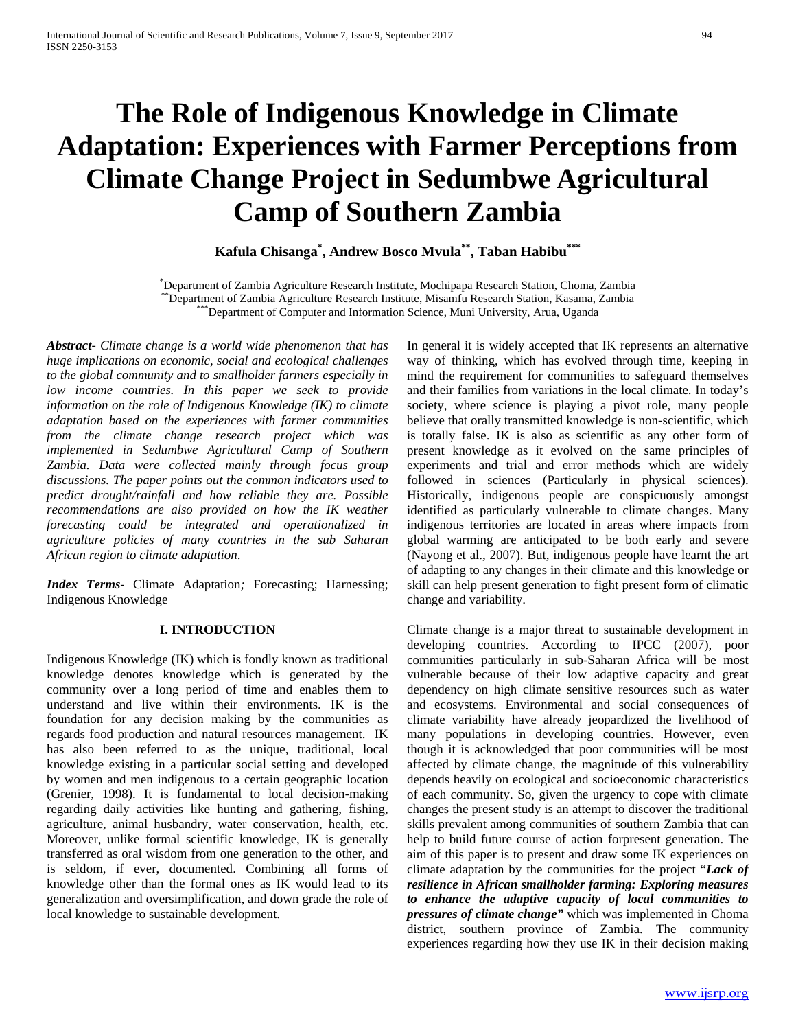# The Role of Indigenous Knowledge in Climate Adaptation: Experiences with Farmer Perceptions from Climate Change Project in Sedumbwe Agricultural Camp of Southern Zambia

**Kafula Chisanga[*], Andrew Bosco Mvula[**], Taban Habibu[***]**

[*]Department of Zambia Agriculture Research Institute, Mochipapa Research Station, Choma, Zambia
[**]Department of Zambia Agriculture Research Institute, Misamfu Research Station, Kasama, Zambia
[***]Department of Computer and Information Science, Muni University, Arua, Uganda

***Abstract-*** *Climate change is a world wide phenomenon that has huge implications on economic, social and ecological challenges to the global community and to smallholder farmers especially in low income countries. In this paper we seek to provide information on the role of Indigenous Knowledge (IK) to climate adaptation based on the experiences with farmer communities from the climate change research project which was implemented in Sedumbwe Agricultural Camp of Southern Zambia. Data were collected mainly through focus group discussions. The paper points out the common indicators used to predict drought/rainfall and how reliable they are. Possible recommendations are also provided on how the IK weather forecasting could be integrated and operationalized in agriculture policies of many countries in the sub Saharan African region to climate adaptation.*

***Index Terms-*** Climate Adaptation*;* Forecasting; Harnessing; Indigenous Knowledge

## I. INTRODUCTION

Indigenous Knowledge (IK) which is fondly known as traditional knowledge denotes knowledge which is generated by the community over a long period of time and enables them to understand and live within their environments. IK is the foundation for any decision making by the communities as regards food production and natural resources management. IK has also been referred to as the unique, traditional, local knowledge existing in a particular social setting and developed by women and men indigenous to a certain geographic location (Grenier, 1998). It is fundamental to local decision-making regarding daily activities like hunting and gathering, fishing, agriculture, animal husbandry, water conservation, health, etc. Moreover, unlike formal scientific knowledge, IK is generally transferred as oral wisdom from one generation to the other, and is seldom, if ever, documented. Combining all forms of knowledge other than the formal ones as IK would lead to its generalization and oversimplification, and down grade the role of local knowledge to sustainable development.

In general it is widely accepted that IK represents an alternative way of thinking, which has evolved through time, keeping in mind the requirement for communities to safeguard themselves and their families from variations in the local climate. In today's society, where science is playing a pivot role, many people believe that orally transmitted knowledge is non-scientific, which is totally false. IK is also as scientific as any other form of present knowledge as it evolved on the same principles of experiments and trial and error methods which are widely followed in sciences (Particularly in physical sciences). Historically, indigenous people are conspicuously amongst identified as particularly vulnerable to climate changes. Many indigenous territories are located in areas where impacts from global warming are anticipated to be both early and severe (Nayong et al., 2007). But, indigenous people have learnt the art of adapting to any changes in their climate and this knowledge or skill can help present generation to fight present form of climatic change and variability.

Climate change is a major threat to sustainable development in developing countries. According to IPCC (2007), poor communities particularly in sub-Saharan Africa will be most vulnerable because of their low adaptive capacity and great dependency on high climate sensitive resources such as water and ecosystems. Environmental and social consequences of climate variability have already jeopardized the livelihood of many populations in developing countries. However, even though it is acknowledged that poor communities will be most affected by climate change, the magnitude of this vulnerability depends heavily on ecological and socioeconomic characteristics of each community. So, given the urgency to cope with climate changes the present study is an attempt to discover the traditional skills prevalent among communities of southern Zambia that can help to build future course of action forpresent generation. The aim of this paper is to present and draw some IK experiences on climate adaptation by the communities for the project "***Lack of resilience in African smallholder farming: Exploring measures to enhance the adaptive capacity of local communities to pressures of climate change"*** which was implemented in Choma district, southern province of Zambia. The community experiences regarding how they use IK in their decision making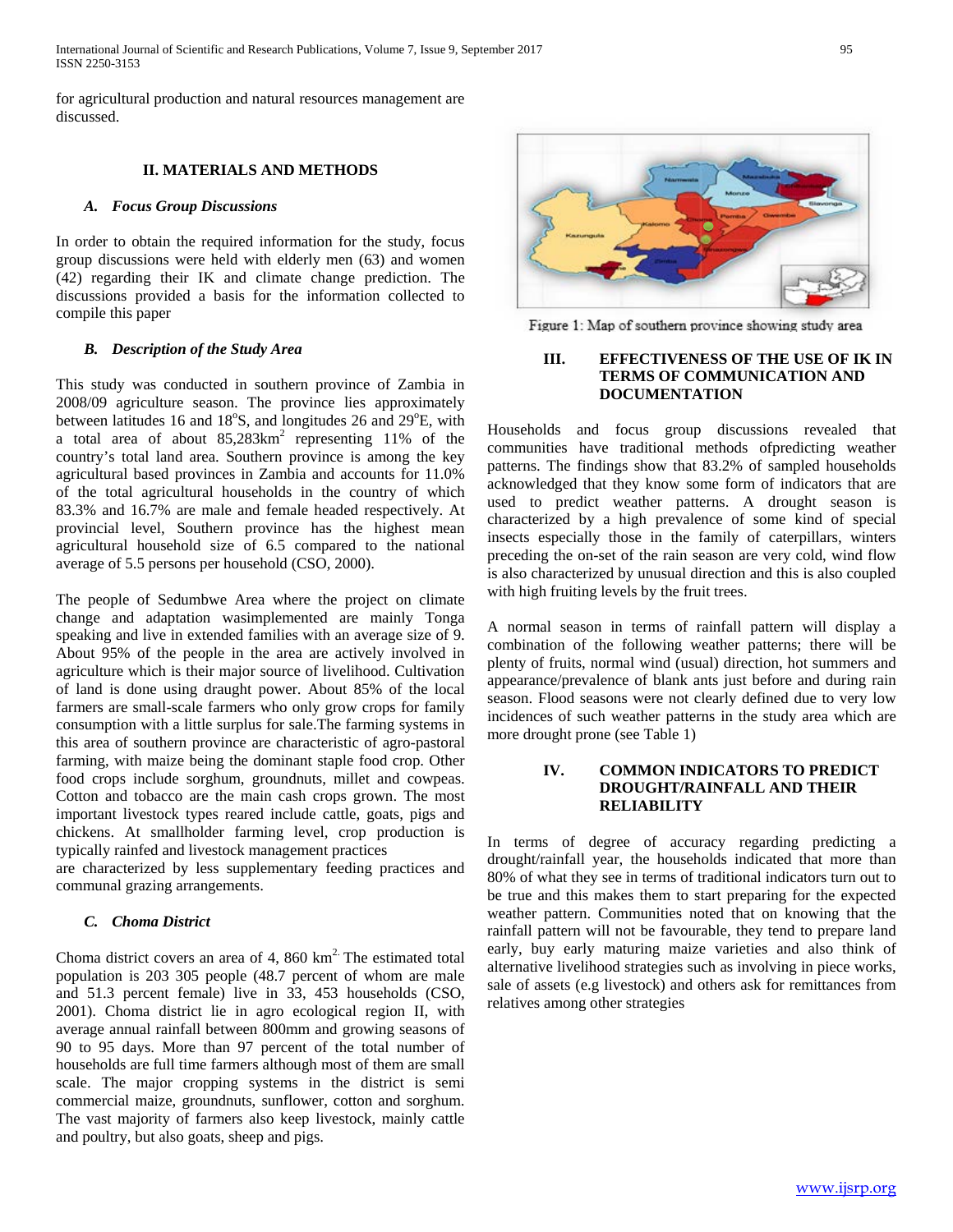for agricultural production and natural resources management are discussed.

## II. MATERIALS AND METHODS

### *A. Focus Group Discussions*

In order to obtain the required information for the study, focus group discussions were held with elderly men (63) and women (42) regarding their IK and climate change prediction. The discussions provided a basis for the information collected to compile this paper

### *B. Description of the Study Area*

This study was conducted in southern province of Zambia in 2008/09 agriculture season. The province lies approximately between latitudes 16 and 18°S, and longitudes 26 and 29°E, with a total area of about 85,283km$^2$ representing 11% of the country's total land area. Southern province is among the key agricultural based provinces in Zambia and accounts for 11.0% of the total agricultural households in the country of which 83.3% and 16.7% are male and female headed respectively. At provincial level, Southern province has the highest mean agricultural household size of 6.5 compared to the national average of 5.5 persons per household (CSO, 2000).

The people of Sedumbwe Area where the project on climate change and adaptation wasimplemented are mainly Tonga speaking and live in extended families with an average size of 9. About 95% of the people in the area are actively involved in agriculture which is their major source of livelihood. Cultivation of land is done using draught power. About 85% of the local farmers are small-scale farmers who only grow crops for family consumption with a little surplus for sale.The farming systems in this area of southern province are characteristic of agro-pastoral farming, with maize being the dominant staple food crop. Other food crops include sorghum, groundnuts, millet and cowpeas. Cotton and tobacco are the main cash crops grown. The most important livestock types reared include cattle, goats, pigs and chickens. At smallholder farming level, crop production is typically rainfed and livestock management practices are characterized by less supplementary feeding practices and communal grazing arrangements.

### *C. Choma District*

Choma district covers an area of 4, 860 km$^2$. The estimated total population is 203 305 people (48.7 percent of whom are male and 51.3 percent female) live in 33, 453 households (CSO, 2001). Choma district lie in agro ecological region II, with average annual rainfall between 800mm and growing seasons of 90 to 95 days. More than 97 percent of the total number of households are full time farmers although most of them are small scale. The major cropping systems in the district is semi commercial maize, groundnuts, sunflower, cotton and sorghum. The vast majority of farmers also keep livestock, mainly cattle and poultry, but also goats, sheep and pigs.

Figure 1: Map of southern province showing study area

## III. EFFECTIVENESS OF THE USE OF IK IN TERMS OF COMMUNICATION AND DOCUMENTATION

Households and focus group discussions revealed that communities have traditional methods ofpredicting weather patterns. The findings show that 83.2% of sampled households acknowledged that they know some form of indicators that are used to predict weather patterns. A drought season is characterized by a high prevalence of some kind of special insects especially those in the family of caterpillars, winters preceding the on-set of the rain season are very cold, wind flow is also characterized by unusual direction and this is also coupled with high fruiting levels by the fruit trees.

A normal season in terms of rainfall pattern will display a combination of the following weather patterns; there will be plenty of fruits, normal wind (usual) direction, hot summers and appearance/prevalence of blank ants just before and during rain season. Flood seasons were not clearly defined due to very low incidences of such weather patterns in the study area which are more drought prone (see Table 1)

## IV. COMMON INDICATORS TO PREDICT DROUGHT/RAINFALL AND THEIR RELIABILITY

In terms of degree of accuracy regarding predicting a drought/rainfall year, the households indicated that more than 80% of what they see in terms of traditional indicators turn out to be true and this makes them to start preparing for the expected weather pattern. Communities noted that on knowing that the rainfall pattern will not be favourable, they tend to prepare land early, buy early maturing maize varieties and also think of alternative livelihood strategies such as involving in piece works, sale of assets (e.g livestock) and others ask for remittances from relatives among other strategies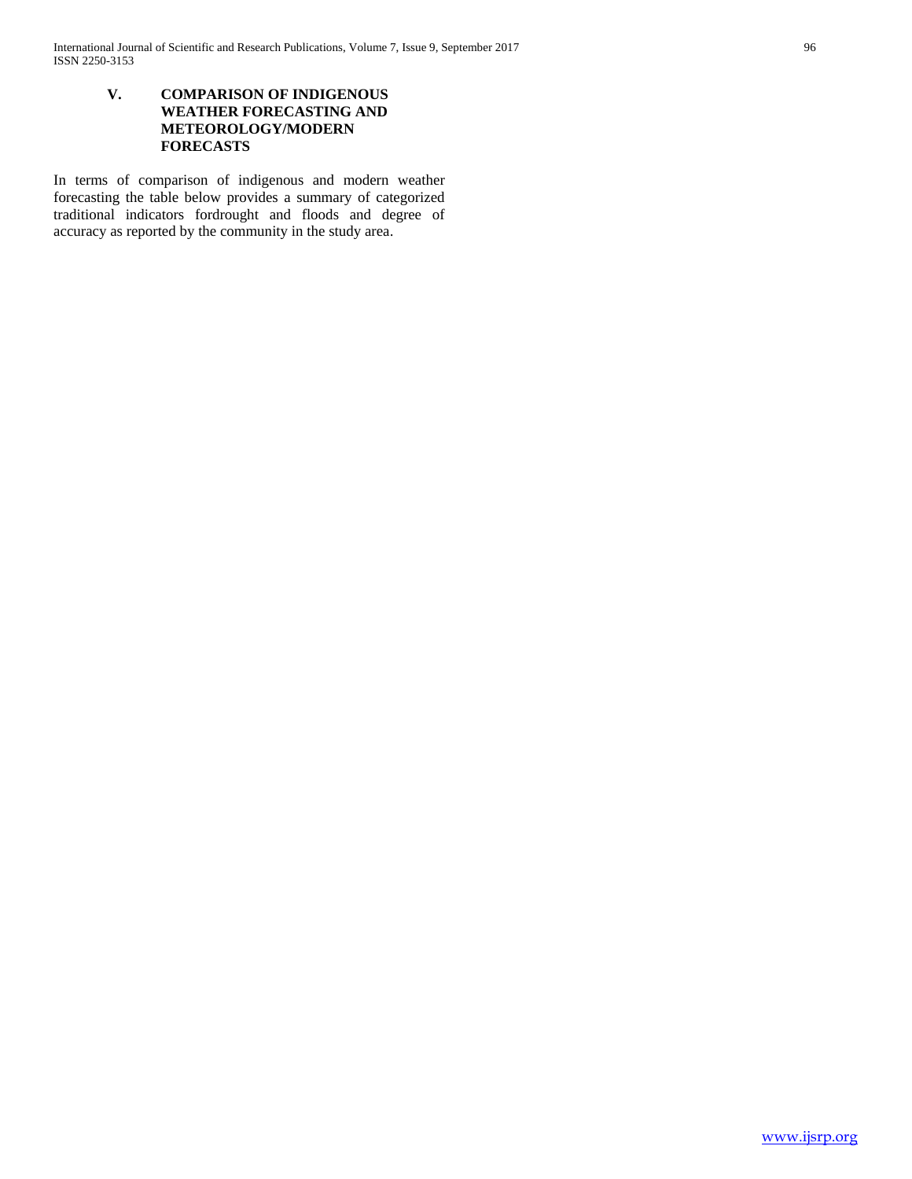## V. COMPARISON OF INDIGENOUS WEATHER FORECASTING AND METEOROLOGY/MODERN FORECASTS

In terms of comparison of indigenous and modern weather forecasting the table below provides a summary of categorized traditional indicators fordrought and floods and degree of accuracy as reported by the community in the study area.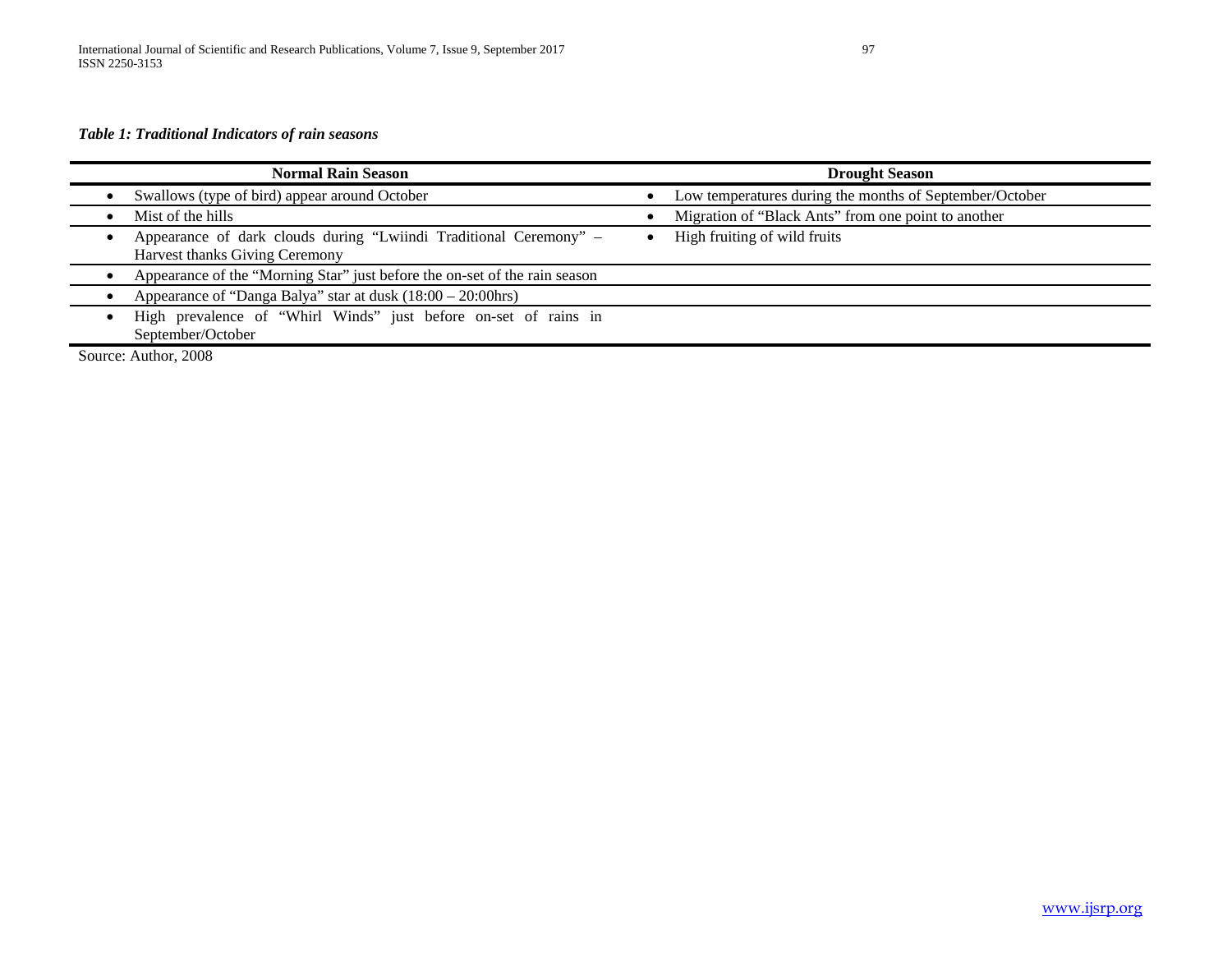*Table 1: Traditional Indicators of rain seasons*

| Normal Rain Season | Drought Season |
|---|---|
| • Swallows (type of bird) appear around October | • Low temperatures during the months of September/October |
| • Mist of the hills | • Migration of "Black Ants" from one point to another |
| • Appearance of dark clouds during "Lwiindi Traditional Ceremony" – Harvest thanks Giving Ceremony | • High fruiting of wild fruits |
| • Appearance of the "Morning Star" just before the on-set of the rain season | |
| • Appearance of "Danga Balya" star at dusk (18:00 – 20:00hrs) | |
| • High prevalence of "Whirl Winds" just before on-set of rains in September/October | |

Source: Author, 2008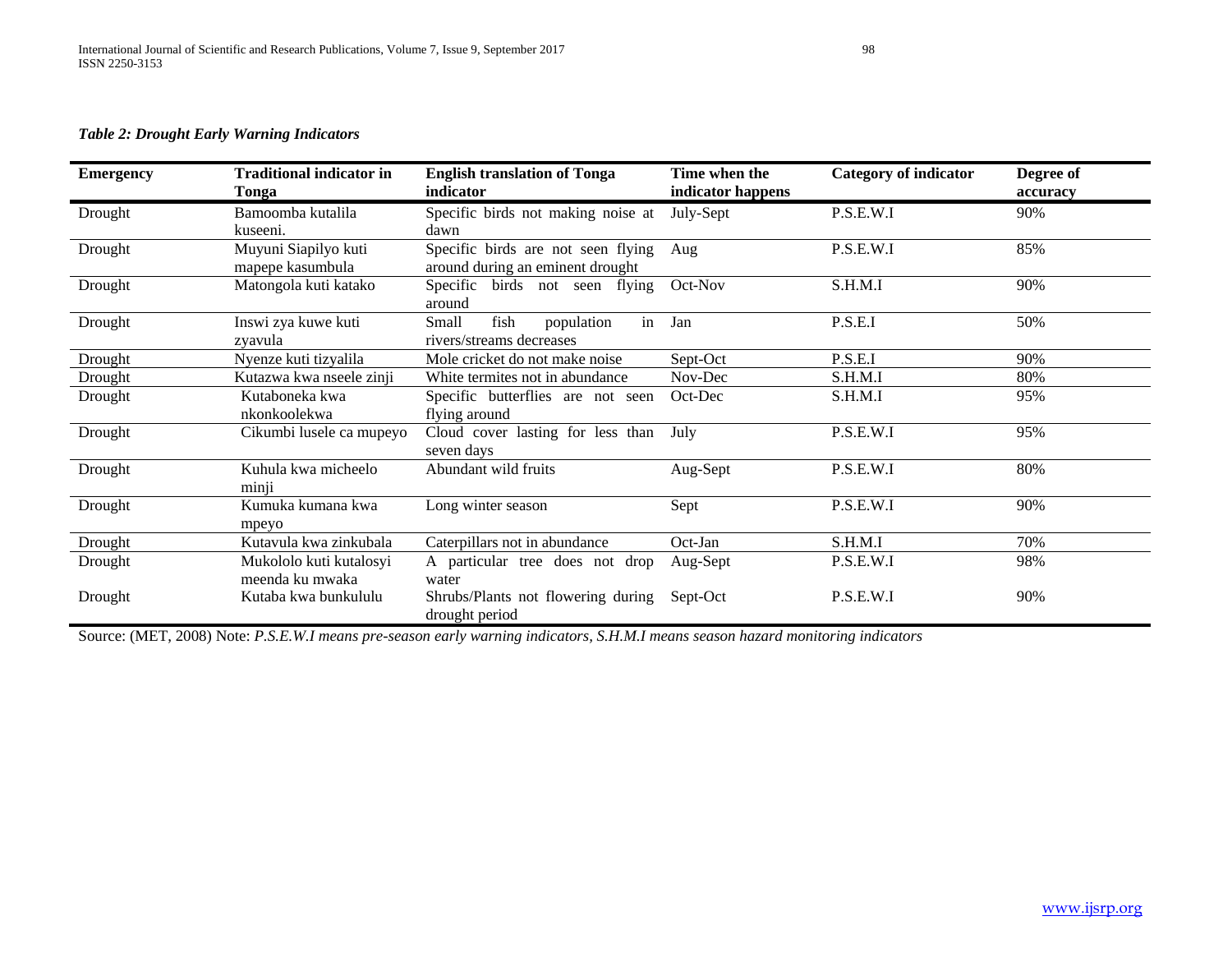*Table 2: Drought Early Warning Indicators*

| Emergency | Traditional indicator in Tonga | English translation of Tonga indicator | Time when the indicator happens | Category of indicator | Degree of accuracy |
|---|---|---|---|---|---|
| Drought | Bamoomba kutalila kuseeni. | Specific birds not making noise at dawn | July-Sept | P.S.E.W.I | 90% |
| Drought | Muyuni Siapilyo kuti mapepe kasumbula | Specific birds are not seen flying around during an eminent drought | Aug | P.S.E.W.I | 85% |
| Drought | Matongola kuti katako | Specific birds not seen flying around | Oct-Nov | S.H.M.I | 90% |
| Drought | Inswi zya kuwe kuti zyavula | Small fish population in rivers/streams decreases | Jan | P.S.E.I | 50% |
| Drought | Nyenze kuti tizyalila | Mole cricket do not make noise | Sept-Oct | P.S.E.I | 90% |
| Drought | Kutazwa kwa nseele zinji | White termites not in abundance | Nov-Dec | S.H.M.I | 80% |
| Drought | Kutaboneka kwa nkonkoolekwa | Specific butterflies are not seen flying around | Oct-Dec | S.H.M.I | 95% |
| Drought | Cikumbi lusele ca mupeyo | Cloud cover lasting for less than seven days | July | P.S.E.W.I | 95% |
| Drought | Kuhula kwa micheelo minji | Abundant wild fruits | Aug-Sept | P.S.E.W.I | 80% |
| Drought | Kumuka kumana kwa mpeyo | Long winter season | Sept | P.S.E.W.I | 90% |
| Drought | Kutavula kwa zinkubala | Caterpillars not in abundance | Oct-Jan | S.H.M.I | 70% |
| Drought | Mukololo kuti kutalosyi meenda ku mwaka | A particular tree does not drop water | Aug-Sept | P.S.E.W.I | 98% |
| Drought | Kutaba kwa bunkululu | Shrubs/Plants not flowering during drought period | Sept-Oct | P.S.E.W.I | 90% |

Source: (MET, 2008) Note: *P.S.E.W.I means pre-season early warning indicators, S.H.M.I means season hazard monitoring indicators*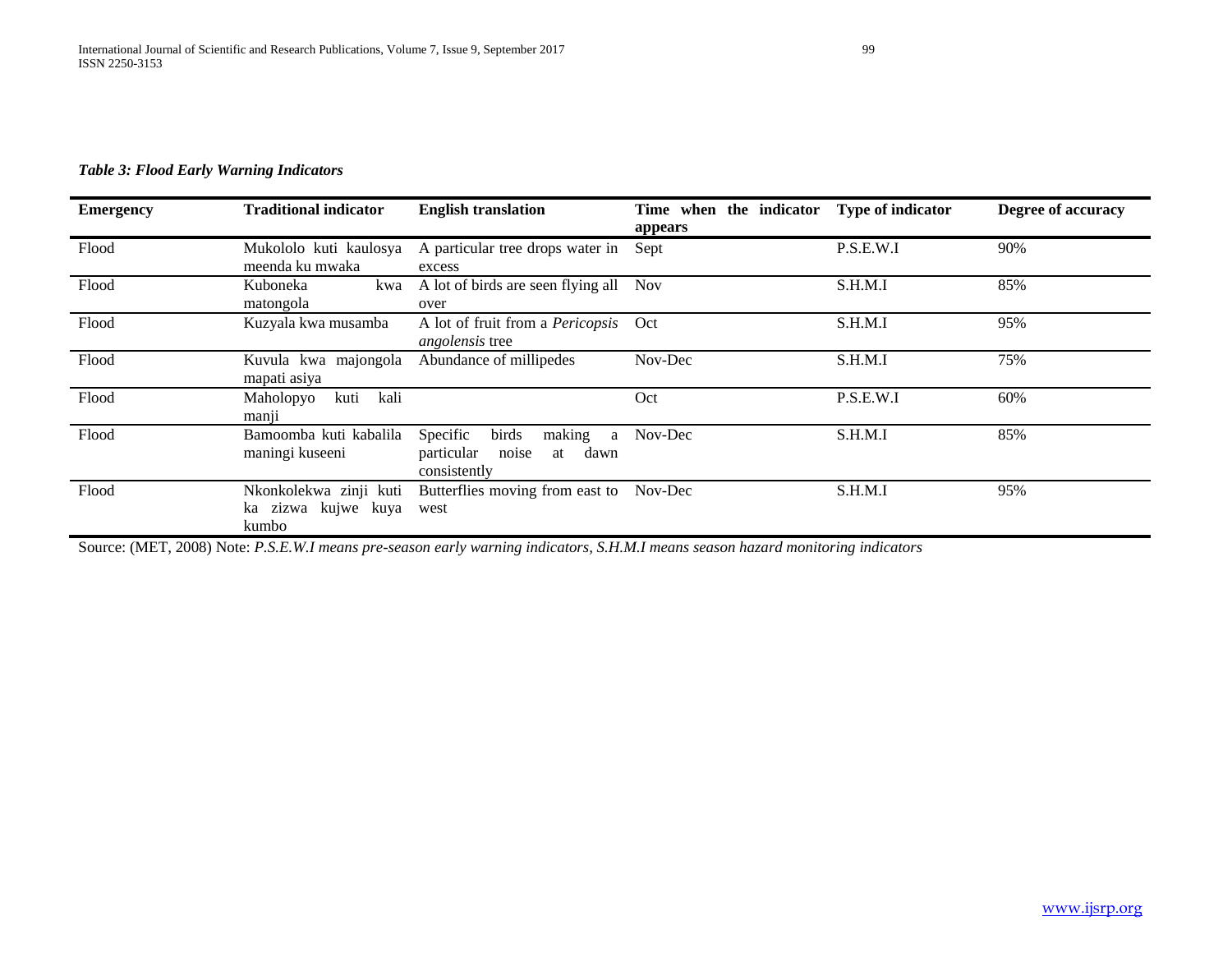*Table 3: Flood Early Warning Indicators*

| Emergency | Traditional indicator | English translation | Time when the indicator appears | Type of indicator | Degree of accuracy |
|---|---|---|---|---|---|
| Flood | Mukololo kuti kaulosya meenda ku mwaka | A particular tree drops water in excess | Sept | P.S.E.W.I | 90% |
| Flood | Kuboneka kwa matongola | A lot of birds are seen flying all over | Nov | S.H.M.I | 85% |
| Flood | Kuzyala kwa musamba | A lot of fruit from a *Pericopsis angolensis* tree | Oct | S.H.M.I | 95% |
| Flood | Kuvula kwa majongola mapati asiya | Abundance of millipedes | Nov-Dec | S.H.M.I | 75% |
| Flood | Maholopyo kuti kali manji | | Oct | P.S.E.W.I | 60% |
| Flood | Bamoomba kuti kabalila maningi kuseeni | Specific birds making a particular noise at dawn consistently | Nov-Dec | S.H.M.I | 85% |
| Flood | Nkonkolekwa zinji kuti ka zizwa kujwe kuya kumbo | Butterflies moving from east to west | Nov-Dec | S.H.M.I | 95% |

Source: (MET, 2008) Note: *P.S.E.W.I means pre-season early warning indicators, S.H.M.I means season hazard monitoring indicators*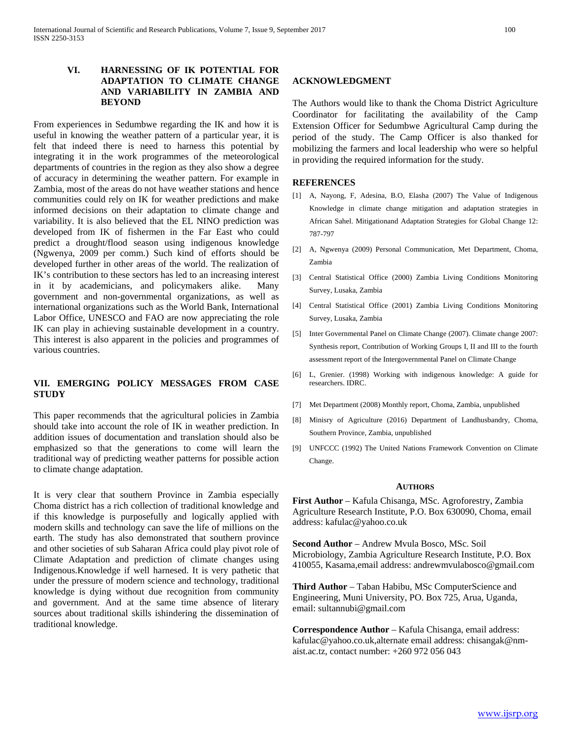## VI. HARNESSING OF IK POTENTIAL FOR ADAPTATION TO CLIMATE CHANGE AND VARIABILITY IN ZAMBIA AND BEYOND

From experiences in Sedumbwe regarding the IK and how it is useful in knowing the weather pattern of a particular year, it is felt that indeed there is need to harness this potential by integrating it in the work programmes of the meteorological departments of countries in the region as they also show a degree of accuracy in determining the weather pattern. For example in Zambia, most of the areas do not have weather stations and hence communities could rely on IK for weather predictions and make informed decisions on their adaptation to climate change and variability. It is also believed that the EL NINO prediction was developed from IK of fishermen in the Far East who could predict a drought/flood season using indigenous knowledge (Ngwenya, 2009 per comm.) Such kind of efforts should be developed further in other areas of the world. The realization of IK's contribution to these sectors has led to an increasing interest in it by academicians, and policymakers alike. Many government and non-governmental organizations, as well as international organizations such as the World Bank, International Labor Office, UNESCO and FAO are now appreciating the role IK can play in achieving sustainable development in a country. This interest is also apparent in the policies and programmes of various countries.

## VII. EMERGING POLICY MESSAGES FROM CASE STUDY

This paper recommends that the agricultural policies in Zambia should take into account the role of IK in weather prediction. In addition issues of documentation and translation should also be emphasized so that the generations to come will learn the traditional way of predicting weather patterns for possible action to climate change adaptation.

It is very clear that southern Province in Zambia especially Choma district has a rich collection of traditional knowledge and if this knowledge is purposefully and logically applied with modern skills and technology can save the life of millions on the earth. The study has also demonstrated that southern province and other societies of sub Saharan Africa could play pivot role of Climate Adaptation and prediction of climate changes using Indigenous.Knowledge if well harnesed. It is very pathetic that under the pressure of modern science and technology, traditional knowledge is dying without due recognition from community and government. And at the same time absence of literary sources about traditional skills ishindering the dissemination of traditional knowledge.

## ACKNOWLEDGMENT

The Authors would like to thank the Choma District Agriculture Coordinator for facilitating the availability of the Camp Extension Officer for Sedumbwe Agricultural Camp during the period of the study. The Camp Officer is also thanked for mobilizing the farmers and local leadership who were so helpful in providing the required information for the study.

## REFERENCES

[1] A, Nayong, F, Adesina, B.O, Elasha (2007) The Value of Indigenous Knowledge in climate change mitigation and adaptation strategies in African Sahel. Mitigationand Adaptation Strategies for Global Change 12: 787-797

[2] A, Ngwenya (2009) Personal Communication, Met Department, Choma, Zambia

[3] Central Statistical Office (2000) Zambia Living Conditions Monitoring Survey, Lusaka, Zambia

[4] Central Statistical Office (2001) Zambia Living Conditions Monitoring Survey, Lusaka, Zambia

[5] Inter Governmental Panel on Climate Change (2007). Climate change 2007: Synthesis report, Contribution of Working Groups I, II and III to the fourth assessment report of the Intergovernmental Panel on Climate Change

[6] L, Grenier. (1998) Working with indigenous knowledge: A guide for researchers. IDRC.

[7] Met Department (2008) Monthly report, Choma, Zambia, unpublished

[8] Minisry of Agriculture (2016) Department of Landhusbandry, Choma, Southern Province, Zambia, unpublished

[9] UNFCCC (1992) The United Nations Framework Convention on Climate Change.

### AUTHORS

**First Author** – Kafula Chisanga, MSc. Agroforestry, Zambia Agriculture Research Institute, P.O. Box 630090, Choma, email address: kafulac@yahoo.co.uk

**Second Author** – Andrew Mvula Bosco, MSc. Soil Microbiology, Zambia Agriculture Research Institute, P.O. Box 410055, Kasama,email address: andrewmvulabosco@gmail.com

**Third Author** – Taban Habibu, MSc ComputerScience and Engineering, Muni University, PO. Box 725, Arua, Uganda, email: sultannubi@gmail.com

**Correspondence Author** – Kafula Chisanga, email address: kafulac@yahoo.co.uk,alternate email address: chisangak@nm-aist.ac.tz, contact number: +260 972 056 043